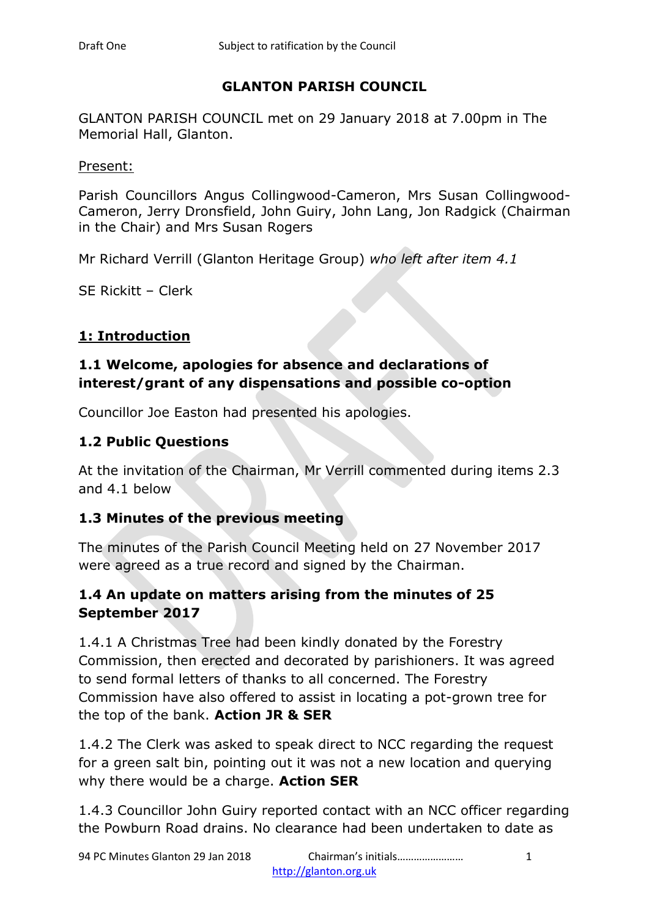Draft One Subject to ratification by the Council

# GLANTON PARISH COUNCIL

GLANTON PARISH COUNCIL met on 29 January 2018 at 7.00pm in The Memorial Hall, Glanton.

Present:

Parish Councillors Angus Collingwood-Cameron, Mrs Susan Collingwood-Cameron, Jerry Dronsfield, John Guiry, John Lang, Jon Radgick (Chairman in the Chair) and Mrs Susan Rogers

Mr Richard Verrill (Glanton Heritage Group) *who left after item 4.1*

SE Rickitt – Clerk

## 1: Introduction

### 1.1 Welcome, apologies for absence and declarations of interest/grant of any dispensations and possible co-option

Councillor Joe Easton had presented his apologies.

### 1.2 Public Questions

At the invitation of the Chairman, Mr Verrill commented during items 2.3 and 4.1 below

### 1.3 Minutes of the previous meeting

The minutes of the Parish Council Meeting held on 27 November 2017 were agreed as a true record and signed by the Chairman.

### 1.4 An update on matters arising from the minutes of 25 September 2017

1.4.1 A Christmas Tree had been kindly donated by the Forestry Commission, then erected and decorated by parishioners. It was agreed to send formal letters of thanks to all concerned. The Forestry Commission have also offered to assist in locating a pot-grown tree for the top of the bank. **Action JR & SER**

1.4.2 The Clerk was asked to speak direct to NCC regarding the request for a green salt bin, pointing out it was not a new location and querying why there would be a charge. **Action SER**

1.4.3 Councillor John Guiry reported contact with an NCC officer regarding the Powburn Road drains. No clearance had been undertaken to date as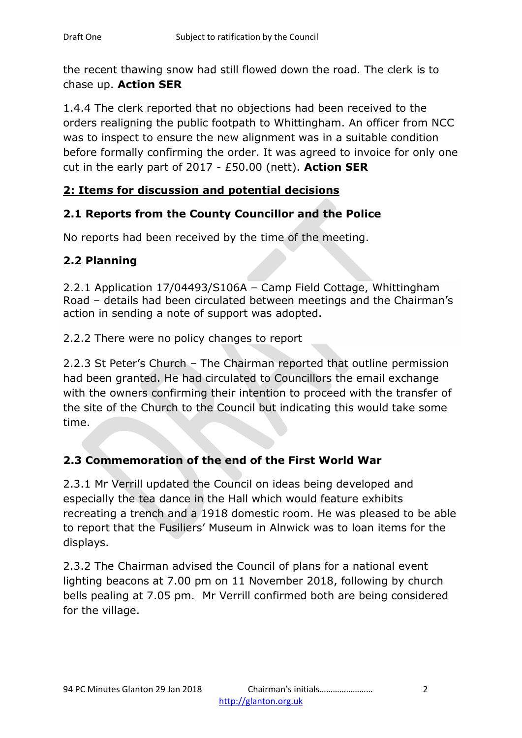the recent thawing snow had still flowed down the road. The clerk is to chase up. **Action SER**

1.4.4 The clerk reported that no objections had been received to the orders realigning the public footpath to Whittingham. An officer from NCC was to inspect to ensure the new alignment was in a suitable condition before formally confirming the order. It was agreed to invoice for only one cut in the early part of 2017 - £50.00 (nett). **Action SER**

## 2: Items for discussion and potential decisions

### 2.1 Reports from the County Councillor and the Police

No reports had been received by the time of the meeting.

### 2.2 Planning

2.2.1 Application 17/04493/S106A – Camp Field Cottage, Whittingham Road – details had been circulated between meetings and the Chairman's action in sending a note of support was adopted.

2.2.2 There were no policy changes to report

2.2.3 St Peter's Church – The Chairman reported that outline permission had been granted. He had circulated to Councillors the email exchange with the owners confirming their intention to proceed with the transfer of the site of the Church to the Council but indicating this would take some time.

### 2.3 Commemoration of the end of the First World War

2.3.1 Mr Verrill updated the Council on ideas being developed and especially the tea dance in the Hall which would feature exhibits recreating a trench and a 1918 domestic room. He was pleased to be able to report that the Fusiliers' Museum in Alnwick was to loan items for the displays.

2.3.2 The Chairman advised the Council of plans for a national event lighting beacons at 7.00 pm on 11 November 2018, following by church bells pealing at 7.05 pm. Mr Verrill confirmed both are being considered for the village.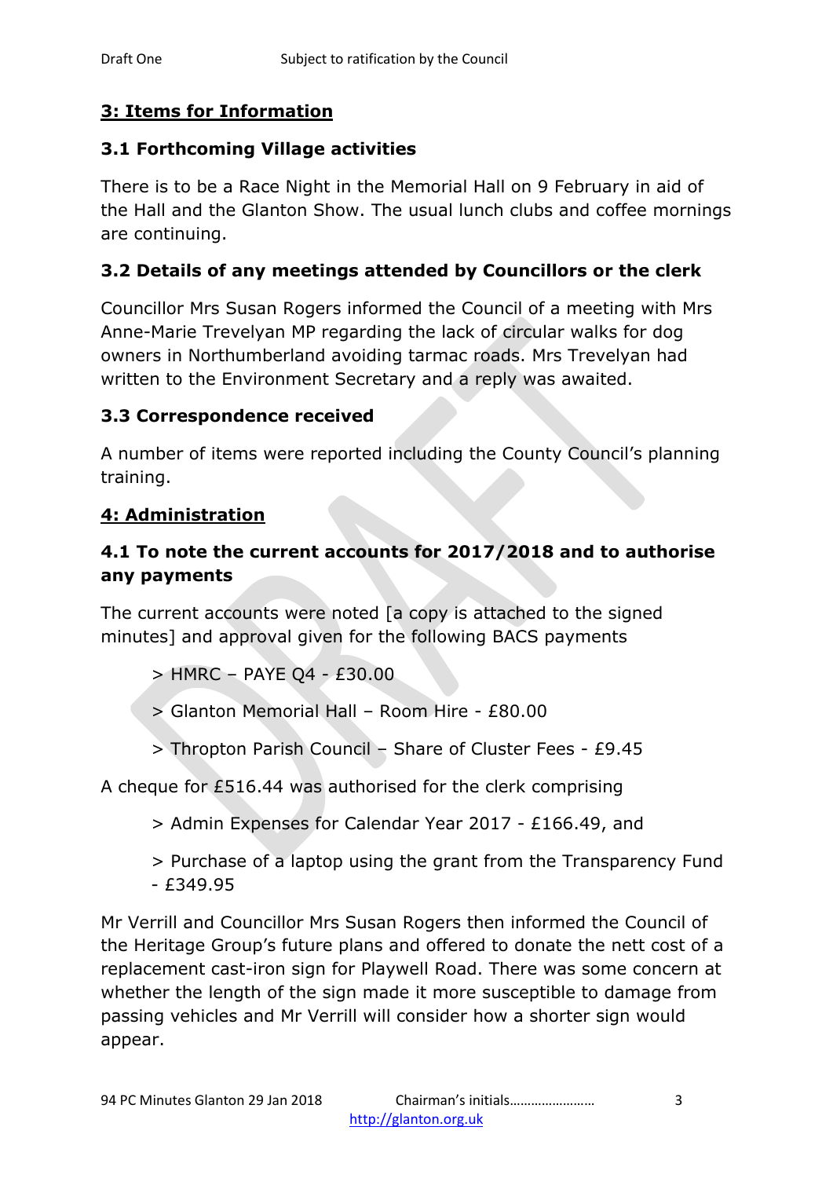## 3: Items for Information

### 3.1 Forthcoming Village activities

There is to be a Race Night in the Memorial Hall on 9 February in aid of the Hall and the Glanton Show. The usual lunch clubs and coffee mornings are continuing.

### 3.2 Details of any meetings attended by Councillors or the clerk

Councillor Mrs Susan Rogers informed the Council of a meeting with Mrs Anne-Marie Trevelyan MP regarding the lack of circular walks for dog owners in Northumberland avoiding tarmac roads. Mrs Trevelyan had written to the Environment Secretary and a reply was awaited.

### 3.3 Correspondence received

A number of items were reported including the County Council's planning training.

## 4: Administration

### 4.1 To note the current accounts for 2017/2018 and to authorise any payments

The current accounts were noted [a copy is attached to the signed minutes] and approval given for the following BACS payments

> HMRC – PAYE Q4 - £30.00

> Glanton Memorial Hall – Room Hire - £80.00

> Thropton Parish Council – Share of Cluster Fees - £9.45

A cheque for £516.44 was authorised for the clerk comprising

> Admin Expenses for Calendar Year 2017 - £166.49, and

> Purchase of a laptop using the grant from the Transparency Fund - £349.95

Mr Verrill and Councillor Mrs Susan Rogers then informed the Council of the Heritage Group's future plans and offered to donate the nett cost of a replacement cast-iron sign for Playwell Road. There was some concern at whether the length of the sign made it more susceptible to damage from passing vehicles and Mr Verrill will consider how a shorter sign would appear.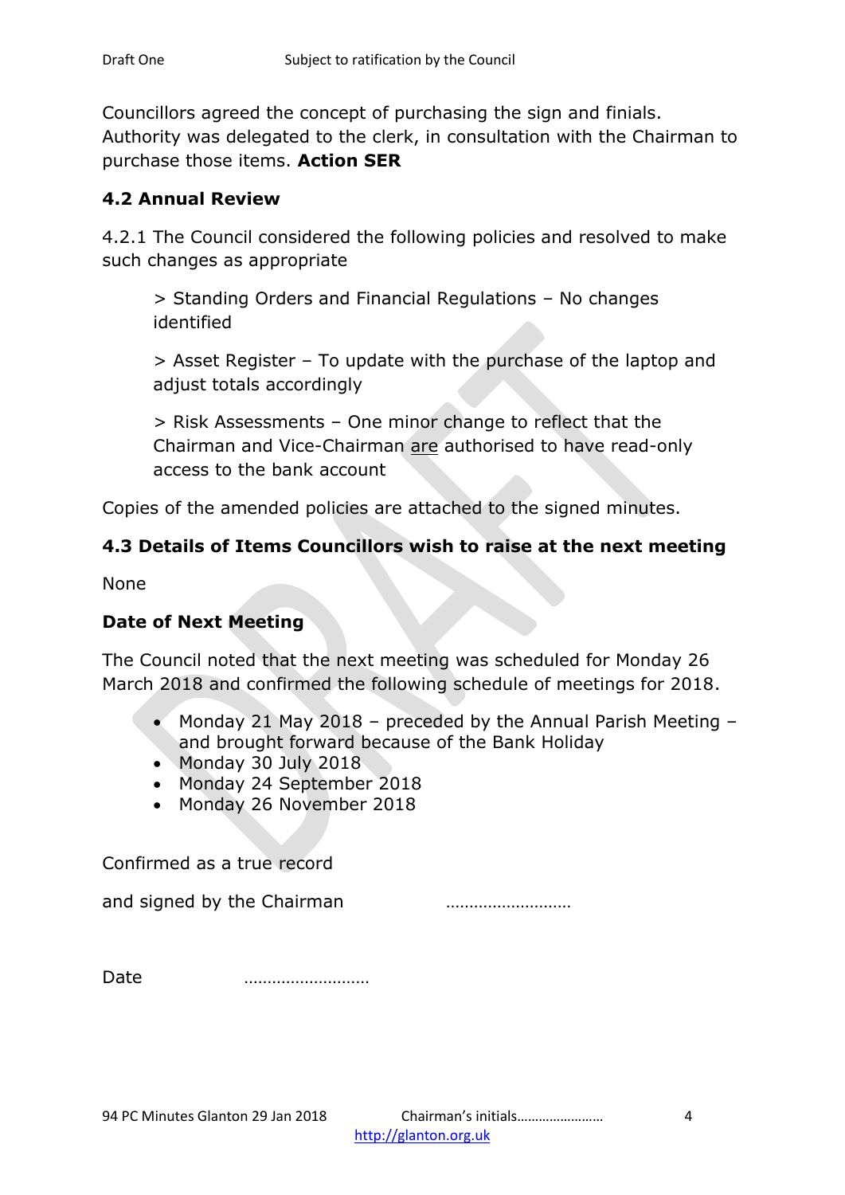Councillors agreed the concept of purchasing the sign and finials. Authority was delegated to the clerk, in consultation with the Chairman to purchase those items. **Action SER**

### 4.2 Annual Review

4.2.1 The Council considered the following policies and resolved to make such changes as appropriate

> > Standing Orders and Financial Regulations – No changes identified
>
> > Asset Register – To update with the purchase of the laptop and adjust totals accordingly
>
> > Risk Assessments – One minor change to reflect that the Chairman and Vice-Chairman <u>are</u> authorised to have read-only access to the bank account

Copies of the amended policies are attached to the signed minutes.

### 4.3 Details of Items Councillors wish to raise at the next meeting

None

### Date of Next Meeting

The Council noted that the next meeting was scheduled for Monday 26 March 2018 and confirmed the following schedule of meetings for 2018.

- Monday 21 May 2018 – preceded by the Annual Parish Meeting – and brought forward because of the Bank Holiday
- Monday 30 July 2018
- Monday 24 September 2018
- Monday 26 November 2018

Confirmed as a true record

and signed by the Chairman ………………………

Date ………………………